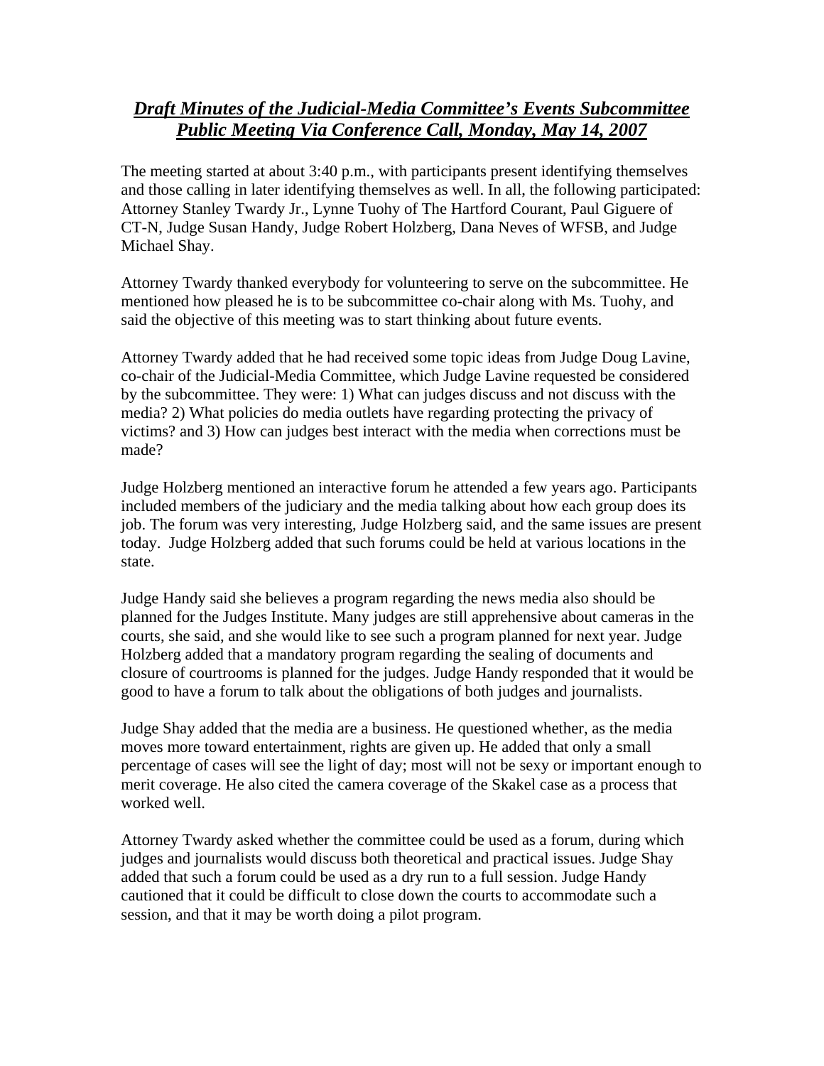# ***Draft Minutes of the Judicial-Media Committee's Events Subcommittee Public Meeting Via Conference Call, Monday, May 14, 2007***

The meeting started at about 3:40 p.m., with participants present identifying themselves and those calling in later identifying themselves as well. In all, the following participated: Attorney Stanley Twardy Jr., Lynne Tuohy of The Hartford Courant, Paul Giguere of CT-N, Judge Susan Handy, Judge Robert Holzberg, Dana Neves of WFSB, and Judge Michael Shay.

Attorney Twardy thanked everybody for volunteering to serve on the subcommittee. He mentioned how pleased he is to be subcommittee co-chair along with Ms. Tuohy, and said the objective of this meeting was to start thinking about future events.

Attorney Twardy added that he had received some topic ideas from Judge Doug Lavine, co-chair of the Judicial-Media Committee, which Judge Lavine requested be considered by the subcommittee. They were: 1) What can judges discuss and not discuss with the media? 2) What policies do media outlets have regarding protecting the privacy of victims? and 3) How can judges best interact with the media when corrections must be made?

Judge Holzberg mentioned an interactive forum he attended a few years ago. Participants included members of the judiciary and the media talking about how each group does its job. The forum was very interesting, Judge Holzberg said, and the same issues are present today. Judge Holzberg added that such forums could be held at various locations in the state.

Judge Handy said she believes a program regarding the news media also should be planned for the Judges Institute. Many judges are still apprehensive about cameras in the courts, she said, and she would like to see such a program planned for next year. Judge Holzberg added that a mandatory program regarding the sealing of documents and closure of courtrooms is planned for the judges. Judge Handy responded that it would be good to have a forum to talk about the obligations of both judges and journalists.

Judge Shay added that the media are a business. He questioned whether, as the media moves more toward entertainment, rights are given up. He added that only a small percentage of cases will see the light of day; most will not be sexy or important enough to merit coverage. He also cited the camera coverage of the Skakel case as a process that worked well.

Attorney Twardy asked whether the committee could be used as a forum, during which judges and journalists would discuss both theoretical and practical issues. Judge Shay added that such a forum could be used as a dry run to a full session. Judge Handy cautioned that it could be difficult to close down the courts to accommodate such a session, and that it may be worth doing a pilot program.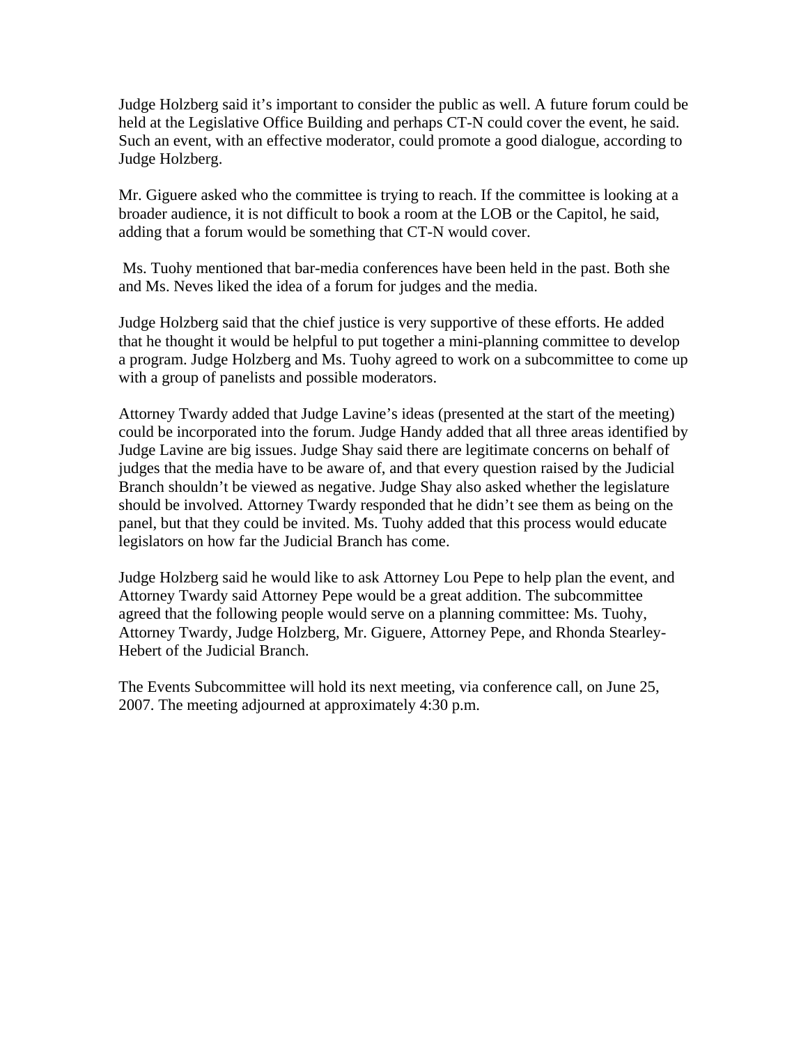Judge Holzberg said it's important to consider the public as well. A future forum could be held at the Legislative Office Building and perhaps CT-N could cover the event, he said. Such an event, with an effective moderator, could promote a good dialogue, according to Judge Holzberg.

Mr. Giguere asked who the committee is trying to reach. If the committee is looking at a broader audience, it is not difficult to book a room at the LOB or the Capitol, he said, adding that a forum would be something that CT-N would cover.

Ms. Tuohy mentioned that bar-media conferences have been held in the past. Both she and Ms. Neves liked the idea of a forum for judges and the media.

Judge Holzberg said that the chief justice is very supportive of these efforts. He added that he thought it would be helpful to put together a mini-planning committee to develop a program. Judge Holzberg and Ms. Tuohy agreed to work on a subcommittee to come up with a group of panelists and possible moderators.

Attorney Twardy added that Judge Lavine's ideas (presented at the start of the meeting) could be incorporated into the forum. Judge Handy added that all three areas identified by Judge Lavine are big issues. Judge Shay said there are legitimate concerns on behalf of judges that the media have to be aware of, and that every question raised by the Judicial Branch shouldn't be viewed as negative. Judge Shay also asked whether the legislature should be involved. Attorney Twardy responded that he didn't see them as being on the panel, but that they could be invited. Ms. Tuohy added that this process would educate legislators on how far the Judicial Branch has come.

Judge Holzberg said he would like to ask Attorney Lou Pepe to help plan the event, and Attorney Twardy said Attorney Pepe would be a great addition. The subcommittee agreed that the following people would serve on a planning committee: Ms. Tuohy, Attorney Twardy, Judge Holzberg, Mr. Giguere, Attorney Pepe, and Rhonda Stearley-Hebert of the Judicial Branch.

The Events Subcommittee will hold its next meeting, via conference call, on June 25, 2007. The meeting adjourned at approximately 4:30 p.m.